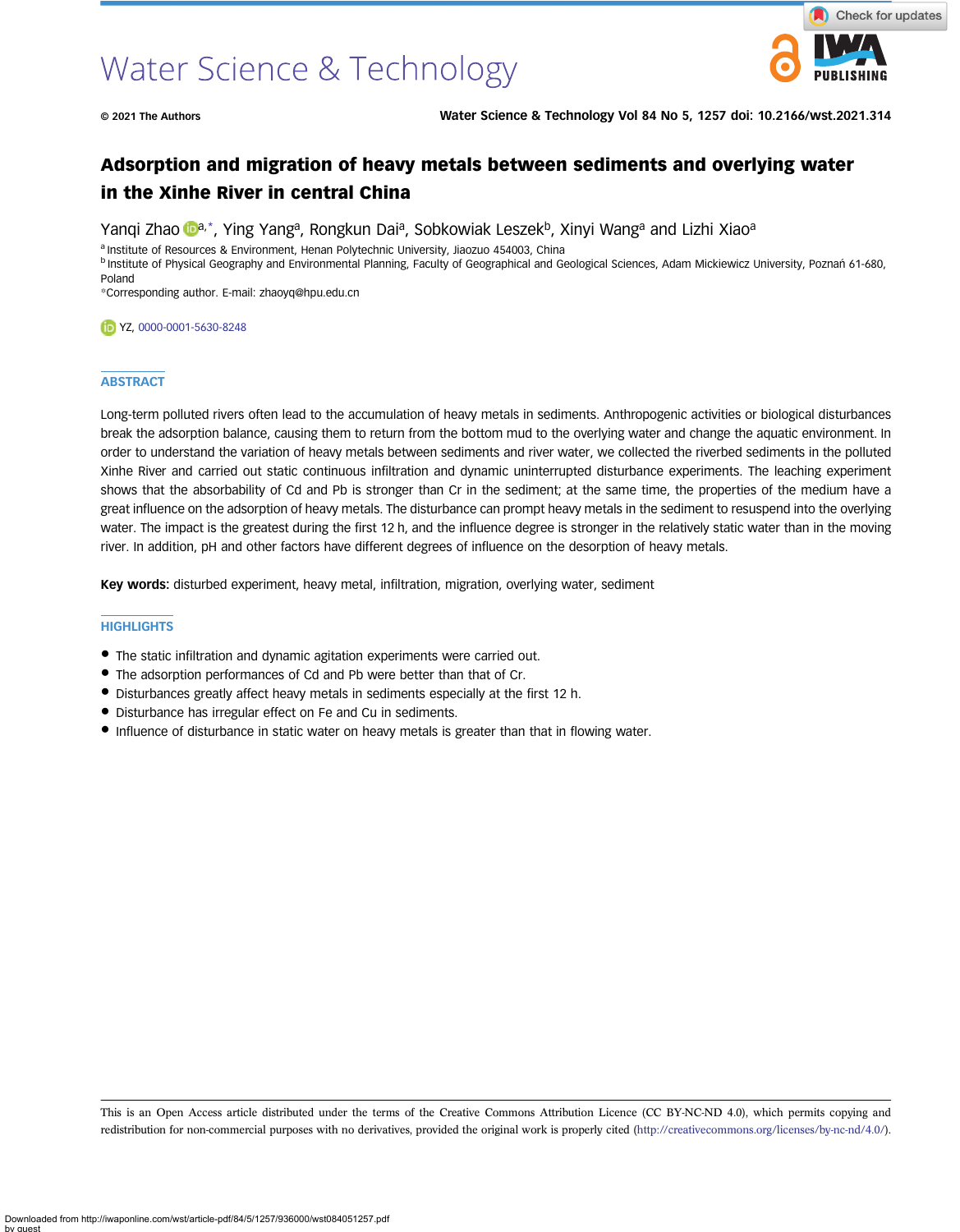# Adsorption and migration of heavy metals between sediments and overlying water in the Xinhe River in central China

Yanqi Zhao[a,*], Ying Yang[a], Rongkun Dai[a], Sobkowiak Leszek[b], Xinyi Wang[a] and Lizhi Xiao[a]

[a] Institute of Resources & Environment, Henan Polytechnic University, Jiaozuo 454003, China
[b] Institute of Physical Geography and Environmental Planning, Faculty of Geographical and Geological Sciences, Adam Mickiewicz University, Poznań 61-680, Poland
*Corresponding author. E-mail: zhaoyq@hpu.edu.cn

YZ, 0000-0001-5630-8248

## ABSTRACT

Long-term polluted rivers often lead to the accumulation of heavy metals in sediments. Anthropogenic activities or biological disturbances break the adsorption balance, causing them to return from the bottom mud to the overlying water and change the aquatic environment. In order to understand the variation of heavy metals between sediments and river water, we collected the riverbed sediments in the polluted Xinhe River and carried out static continuous infiltration and dynamic uninterrupted disturbance experiments. The leaching experiment shows that the absorbability of Cd and Pb is stronger than Cr in the sediment; at the same time, the properties of the medium have a great influence on the adsorption of heavy metals. The disturbance can prompt heavy metals in the sediment to resuspend into the overlying water. The impact is the greatest during the first 12 h, and the influence degree is stronger in the relatively static water than in the moving river. In addition, pH and other factors have different degrees of influence on the desorption of heavy metals.

**Key words:** disturbed experiment, heavy metal, infiltration, migration, overlying water, sediment

## HIGHLIGHTS

- The static infiltration and dynamic agitation experiments were carried out.
- The adsorption performances of Cd and Pb were better than that of Cr.
- Disturbances greatly affect heavy metals in sediments especially at the first 12 h.
- Disturbance has irregular effect on Fe and Cu in sediments.
- Influence of disturbance in static water on heavy metals is greater than that in flowing water.

This is an Open Access article distributed under the terms of the Creative Commons Attribution Licence (CC BY-NC-ND 4.0), which permits copying and redistribution for non-commercial purposes with no derivatives, provided the original work is properly cited (http://creativecommons.org/licenses/by-nc-nd/4.0/).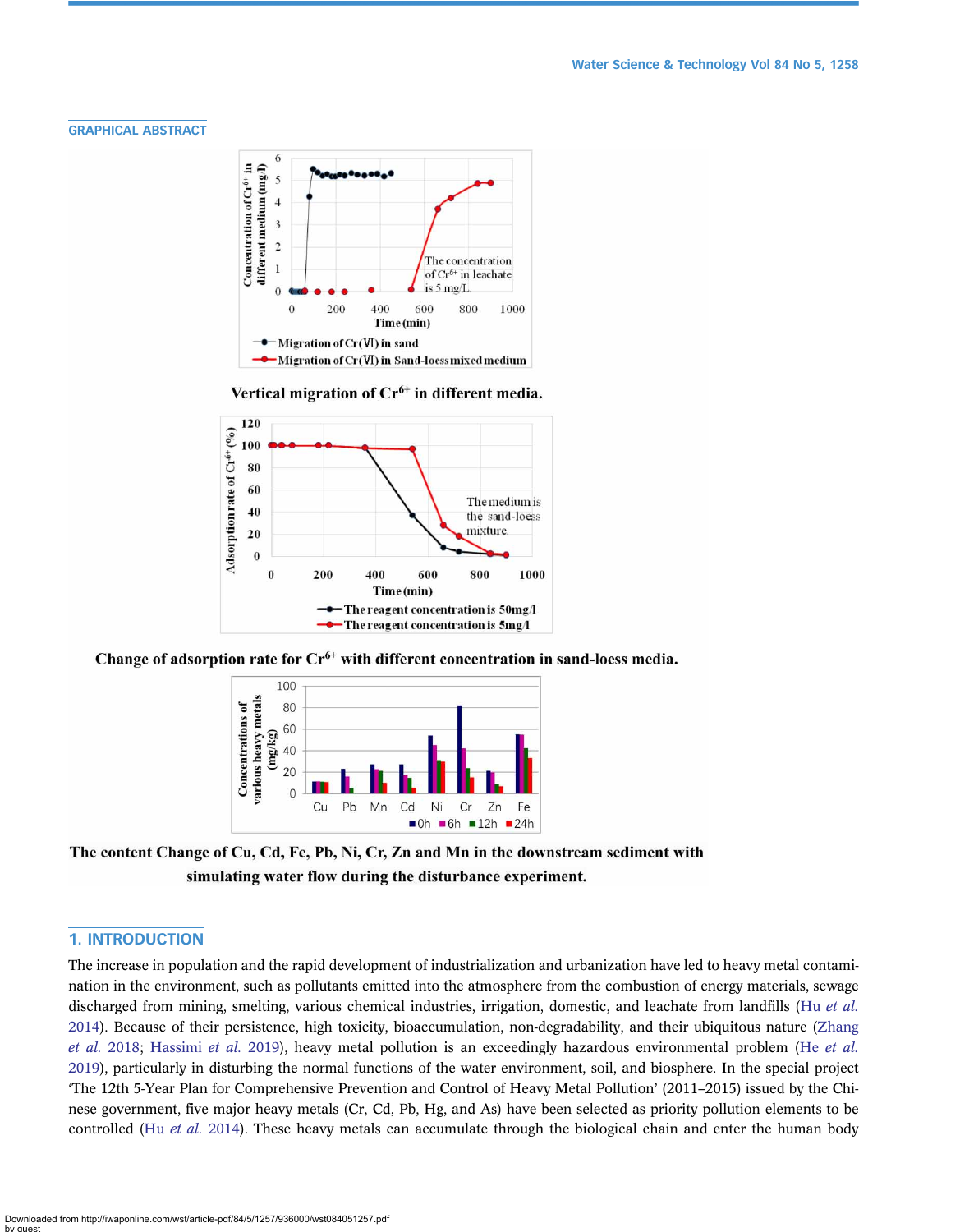## GRAPHICAL ABSTRACT

Vertical migration of $Cr^{6+}$ in different media.

Change of adsorption rate for $Cr^{6+}$ with different concentration in sand-loess media.

The content Change of Cu, Cd, Fe, Pb, Ni, Cr, Zn and Mn in the downstream sediment with simulating water flow during the disturbance experiment.

## 1. INTRODUCTION

The increase in population and the rapid development of industrialization and urbanization have led to heavy metal contamination in the environment, such as pollutants emitted into the atmosphere from the combustion of energy materials, sewage discharged from mining, smelting, various chemical industries, irrigation, domestic, and leachate from landfills (Hu *et al.* 2014). Because of their persistence, high toxicity, bioaccumulation, non-degradability, and their ubiquitous nature (Zhang *et al.* 2018; Hassimi *et al.* 2019), heavy metal pollution is an exceedingly hazardous environmental problem (He *et al.* 2019), particularly in disturbing the normal functions of the water environment, soil, and biosphere. In the special project 'The 12th 5-Year Plan for Comprehensive Prevention and Control of Heavy Metal Pollution' (2011–2015) issued by the Chinese government, five major heavy metals (Cr, Cd, Pb, Hg, and As) have been selected as priority pollution elements to be controlled (Hu *et al.* 2014). These heavy metals can accumulate through the biological chain and enter the human body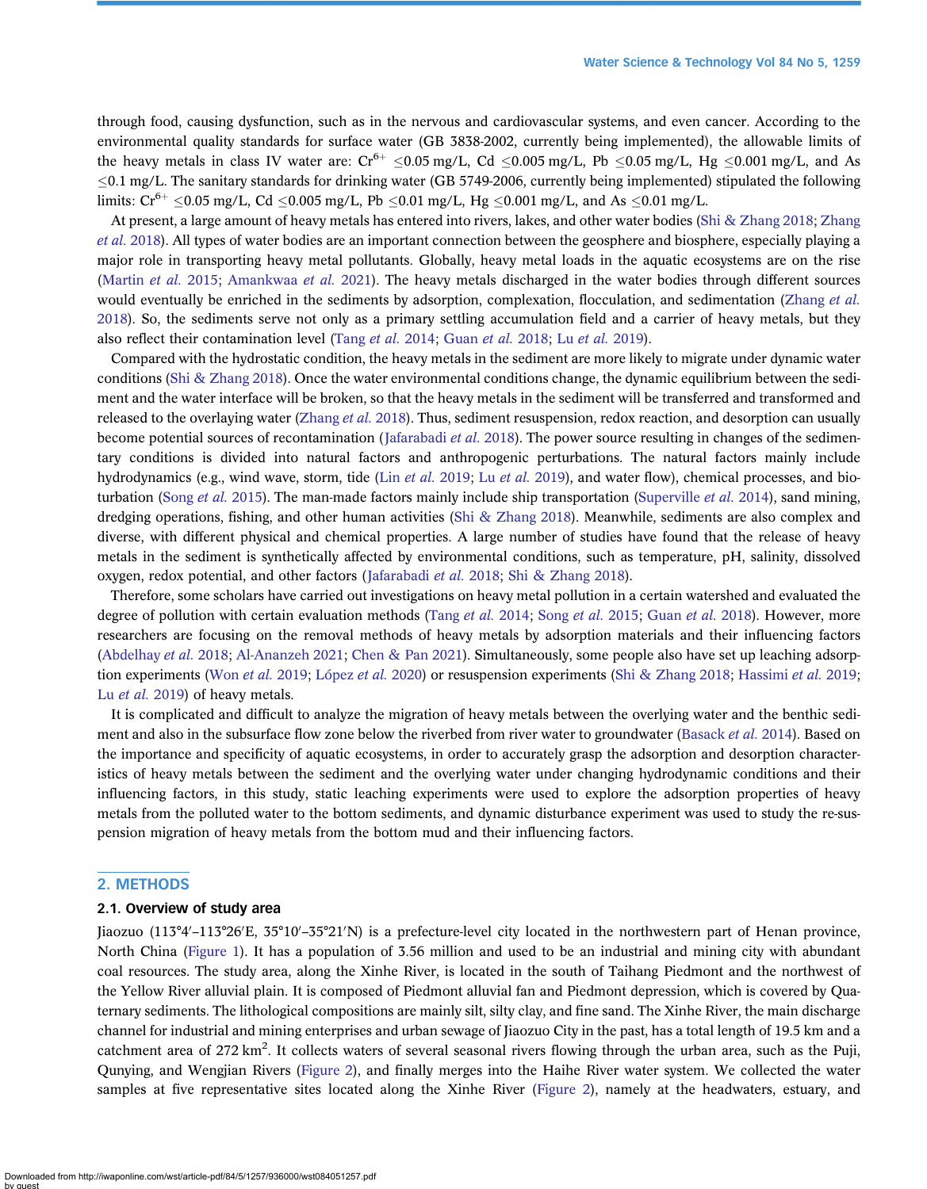through food, causing dysfunction, such as in the nervous and cardiovascular systems, and even cancer. According to the environmental quality standards for surface water (GB 3838-2002, currently being implemented), the allowable limits of the heavy metals in class IV water are: $Cr^{6+}$ ≤0.05 mg/L, Cd ≤0.005 mg/L, Pb ≤0.05 mg/L, Hg ≤0.001 mg/L, and As ≤0.1 mg/L. The sanitary standards for drinking water (GB 5749-2006, currently being implemented) stipulated the following limits: $Cr^{6+}$ ≤0.05 mg/L, Cd ≤0.005 mg/L, Pb ≤0.01 mg/L, Hg ≤0.001 mg/L, and As ≤0.01 mg/L.

At present, a large amount of heavy metals has entered into rivers, lakes, and other water bodies (Shi & Zhang 2018; Zhang *et al.* 2018). All types of water bodies are an important connection between the geosphere and biosphere, especially playing a major role in transporting heavy metal pollutants. Globally, heavy metal loads in the aquatic ecosystems are on the rise (Martin *et al.* 2015; Amankwaa *et al.* 2021). The heavy metals discharged in the water bodies through different sources would eventually be enriched in the sediments by adsorption, complexation, flocculation, and sedimentation (Zhang *et al.* 2018). So, the sediments serve not only as a primary settling accumulation field and a carrier of heavy metals, but they also reflect their contamination level (Tang *et al.* 2014; Guan *et al.* 2018; Lu *et al.* 2019).

Compared with the hydrostatic condition, the heavy metals in the sediment are more likely to migrate under dynamic water conditions (Shi & Zhang 2018). Once the water environmental conditions change, the dynamic equilibrium between the sediment and the water interface will be broken, so that the heavy metals in the sediment will be transferred and transformed and released to the overlaying water (Zhang *et al.* 2018). Thus, sediment resuspension, redox reaction, and desorption can usually become potential sources of recontamination (Jafarabadi *et al.* 2018). The power source resulting in changes of the sedimentary conditions is divided into natural factors and anthropogenic perturbations. The natural factors mainly include hydrodynamics (e.g., wind wave, storm, tide (Lin *et al.* 2019; Lu *et al.* 2019), and water flow), chemical processes, and bioturbation (Song *et al.* 2015). The man-made factors mainly include ship transportation (Superville *et al.* 2014), sand mining, dredging operations, fishing, and other human activities (Shi & Zhang 2018). Meanwhile, sediments are also complex and diverse, with different physical and chemical properties. A large number of studies have found that the release of heavy metals in the sediment is synthetically affected by environmental conditions, such as temperature, pH, salinity, dissolved oxygen, redox potential, and other factors (Jafarabadi *et al.* 2018; Shi & Zhang 2018).

Therefore, some scholars have carried out investigations on heavy metal pollution in a certain watershed and evaluated the degree of pollution with certain evaluation methods (Tang *et al.* 2014; Song *et al.* 2015; Guan *et al.* 2018). However, more researchers are focusing on the removal methods of heavy metals by adsorption materials and their influencing factors (Abdelhay *et al.* 2018; Al-Ananzeh 2021; Chen & Pan 2021). Simultaneously, some people also have set up leaching adsorption experiments (Won *et al.* 2019; López *et al.* 2020) or resuspension experiments (Shi & Zhang 2018; Hassimi *et al.* 2019; Lu *et al.* 2019) of heavy metals.

It is complicated and difficult to analyze the migration of heavy metals between the overlying water and the benthic sediment and also in the subsurface flow zone below the riverbed from river water to groundwater (Basack *et al.* 2014). Based on the importance and specificity of aquatic ecosystems, in order to accurately grasp the adsorption and desorption characteristics of heavy metals between the sediment and the overlying water under changing hydrodynamic conditions and their influencing factors, in this study, static leaching experiments were used to explore the adsorption properties of heavy metals from the polluted water to the bottom sediments, and dynamic disturbance experiment was used to study the re-suspension migration of heavy metals from the bottom mud and their influencing factors.

## 2. METHODS

### 2.1. Overview of study area

Jiaozuo (113°4′–113°26′E, 35°10′–35°21′N) is a prefecture-level city located in the northwestern part of Henan province, North China (Figure 1). It has a population of 3.56 million and used to be an industrial and mining city with abundant coal resources. The study area, along the Xinhe River, is located in the south of Taihang Piedmont and the northwest of the Yellow River alluvial plain. It is composed of Piedmont alluvial fan and Piedmont depression, which is covered by Quaternary sediments. The lithological compositions are mainly silt, silty clay, and fine sand. The Xinhe River, the main discharge channel for industrial and mining enterprises and urban sewage of Jiaozuo City in the past, has a total length of 19.5 km and a catchment area of 272 km$^2$. It collects waters of several seasonal rivers flowing through the urban area, such as the Puji, Qunying, and Wengjian Rivers (Figure 2), and finally merges into the Haihe River water system. We collected the water samples at five representative sites located along the Xinhe River (Figure 2), namely at the headwaters, estuary, and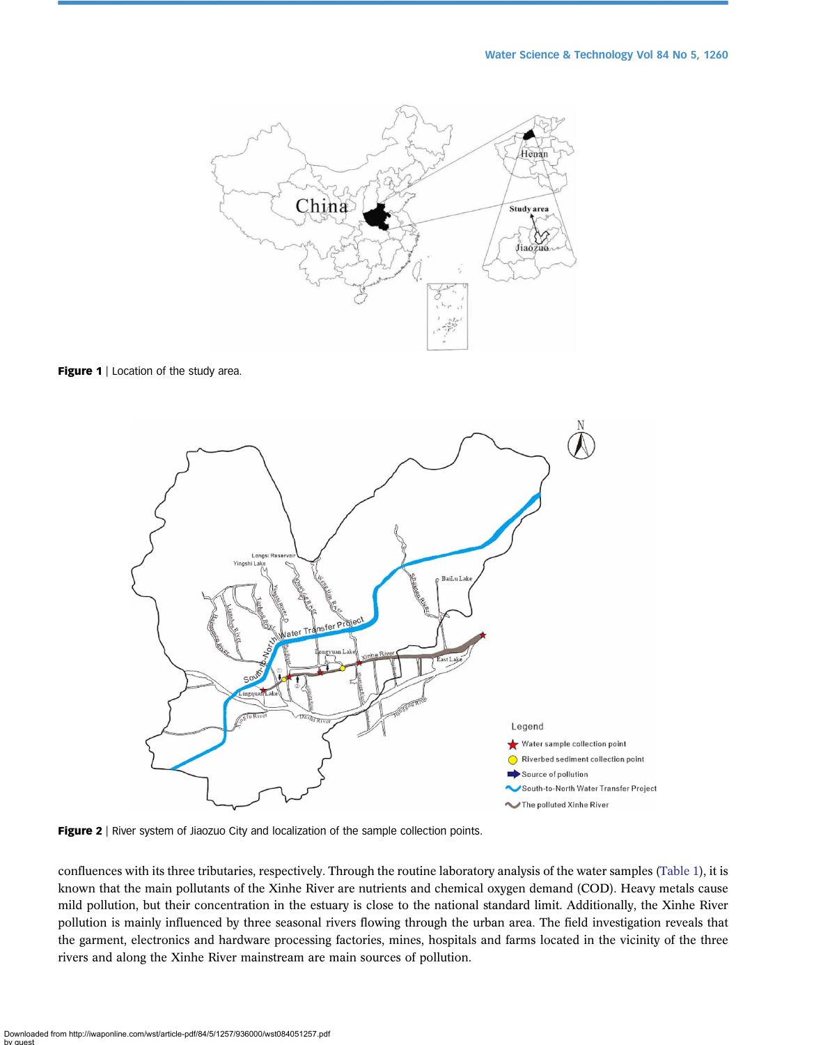**Figure 1** | Location of the study area.

**Figure 2** | River system of Jiaozuo City and localization of the sample collection points.

confluences with its three tributaries, respectively. Through the routine laboratory analysis of the water samples (Table 1), it is known that the main pollutants of the Xinhe River are nutrients and chemical oxygen demand (COD). Heavy metals cause mild pollution, but their concentration in the estuary is close to the national standard limit. Additionally, the Xinhe River pollution is mainly influenced by three seasonal rivers flowing through the urban area. The field investigation reveals that the garment, electronics and hardware processing factories, mines, hospitals and farms located in the vicinity of the three rivers and along the Xinhe River mainstream are main sources of pollution.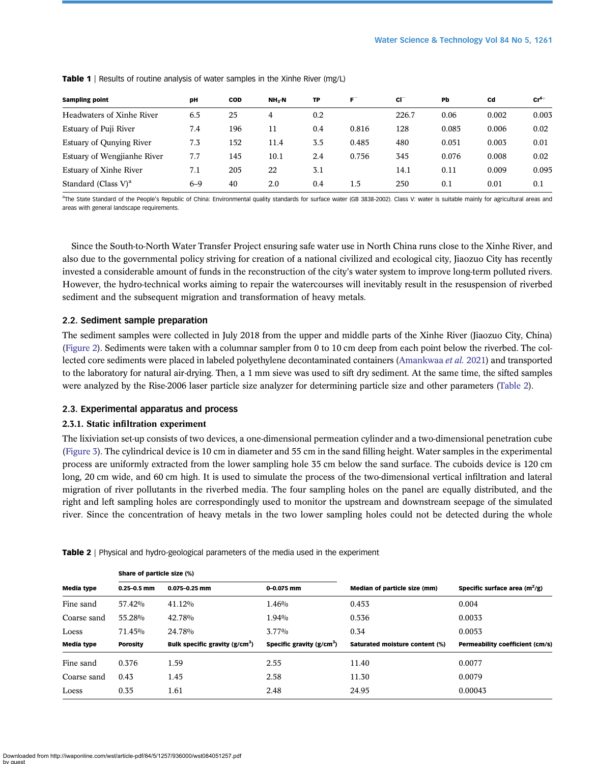**Table 1** | Results of routine analysis of water samples in the Xinhe River (mg/L)

| Sampling point | pH | COD | $NH_3$-N | TP | $F^-$ | $Cl^-$ | Pb | Cd | $Cr^{6+}$ |
|---|---|---|---|---|---|---|---|---|---|
| Headwaters of Xinhe River | 6.5 | 25 | 4 | 0.2 | | 226.7 | 0.06 | 0.002 | 0.003 |
| Estuary of Puji River | 7.4 | 196 | 11 | 0.4 | 0.816 | 128 | 0.085 | 0.006 | 0.02 |
| Estuary of Qunying River | 7.3 | 152 | 11.4 | 3.5 | 0.485 | 480 | 0.051 | 0.003 | 0.01 |
| Estuary of Wengjianhe River | 7.7 | 145 | 10.1 | 2.4 | 0.756 | 345 | 0.076 | 0.008 | 0.02 |
| Estuary of Xinhe River | 7.1 | 205 | 22 | 3.1 | | 14.1 | 0.11 | 0.009 | 0.095 |
| Standard (Class V)[a] | 6–9 | 40 | 2.0 | 0.4 | 1.5 | 250 | 0.1 | 0.01 | 0.1 |

[a]The State Standard of the People's Republic of China: Environmental quality standards for surface water (GB 3838-2002). Class V: water is suitable mainly for agricultural areas and areas with general landscape requirements.

Since the South-to-North Water Transfer Project ensuring safe water use in North China runs close to the Xinhe River, and also due to the governmental policy striving for creation of a national civilized and ecological city, Jiaozuo City has recently invested a considerable amount of funds in the reconstruction of the city's water system to improve long-term polluted rivers. However, the hydro-technical works aiming to repair the watercourses will inevitably result in the resuspension of riverbed sediment and the subsequent migration and transformation of heavy metals.

## 2.2. Sediment sample preparation

The sediment samples were collected in July 2018 from the upper and middle parts of the Xinhe River (Jiaozuo City, China) (Figure 2). Sediments were taken with a columnar sampler from 0 to 10 cm deep from each point below the riverbed. The collected core sediments were placed in labeled polyethylene decontaminated containers (Amankwaa *et al.* 2021) and transported to the laboratory for natural air-drying. Then, a 1 mm sieve was used to sift dry sediment. At the same time, the sifted samples were analyzed by the Rise-2006 laser particle size analyzer for determining particle size and other parameters (Table 2).

## 2.3. Experimental apparatus and process

### 2.3.1. Static infiltration experiment

The lixiviation set-up consists of two devices, a one-dimensional permeation cylinder and a two-dimensional penetration cube (Figure 3). The cylindrical device is 10 cm in diameter and 55 cm in the sand filling height. Water samples in the experimental process are uniformly extracted from the lower sampling hole 35 cm below the sand surface. The cuboids device is 120 cm long, 20 cm wide, and 60 cm high. It is used to simulate the process of the two-dimensional vertical infiltration and lateral migration of river pollutants in the riverbed media. The four sampling holes on the panel are equally distributed, and the right and left sampling holes are correspondingly used to monitor the upstream and downstream seepage of the simulated river. Since the concentration of heavy metals in the two lower sampling holes could not be detected during the whole

**Table 2** | Physical and hydro-geological parameters of the media used in the experiment

| Media type | Share of particle size (%) 0.25–0.5 mm | 0.075–0.25 mm | 0–0.075 mm | Median of particle size (mm) | Specific surface area ($m^2$/g) |
|---|---|---|---|---|---|
| Fine sand | 57.42% | 41.12% | 1.46% | 0.453 | 0.004 |
| Coarse sand | 55.28% | 42.78% | 1.94% | 0.536 | 0.0033 |
| Loess | 71.45% | 24.78% | 3.77% | 0.34 | 0.0053 |
| **Media type** | **Porosity** | **Bulk specific gravity (g/cm$^3$)** | **Specific gravity (g/cm$^3$)** | **Saturated moisture content (%)** | **Permeability coefficient (cm/s)** |
| Fine sand | 0.376 | 1.59 | 2.55 | 11.40 | 0.0077 |
| Coarse sand | 0.43 | 1.45 | 2.58 | 11.30 | 0.0079 |
| Loess | 0.35 | 1.61 | 2.48 | 24.95 | 0.00043 |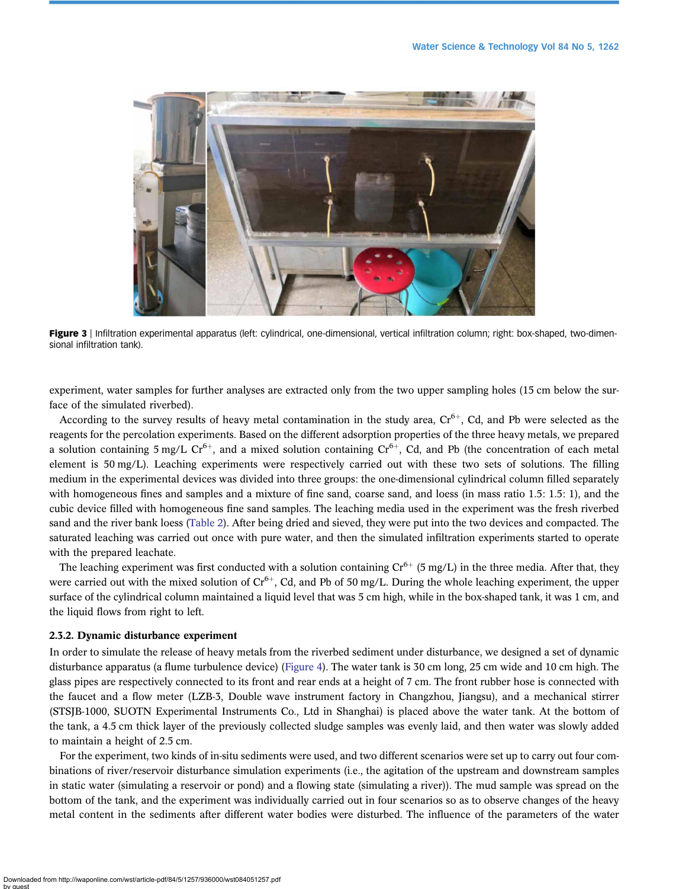**Figure 3** | Infiltration experimental apparatus (left: cylindrical, one-dimensional, vertical infiltration column; right: box-shaped, two-dimensional infiltration tank).

experiment, water samples for further analyses are extracted only from the two upper sampling holes (15 cm below the surface of the simulated riverbed).

According to the survey results of heavy metal contamination in the study area, $Cr^{6+}$, Cd, and Pb were selected as the reagents for the percolation experiments. Based on the different adsorption properties of the three heavy metals, we prepared a solution containing 5 mg/L $Cr^{6+}$, and a mixed solution containing $Cr^{6+}$, Cd, and Pb (the concentration of each metal element is 50 mg/L). Leaching experiments were respectively carried out with these two sets of solutions. The filling medium in the experimental devices was divided into three groups: the one-dimensional cylindrical column filled separately with homogeneous fines and samples and a mixture of fine sand, coarse sand, and loess (in mass ratio 1.5: 1.5: 1), and the cubic device filled with homogeneous fine sand samples. The leaching media used in the experiment was the fresh riverbed sand and the river bank loess (Table 2). After being dried and sieved, they were put into the two devices and compacted. The saturated leaching was carried out once with pure water, and then the simulated infiltration experiments started to operate with the prepared leachate.

The leaching experiment was first conducted with a solution containing $Cr^{6+}$ (5 mg/L) in the three media. After that, they were carried out with the mixed solution of $Cr^{6+}$, Cd, and Pb of 50 mg/L. During the whole leaching experiment, the upper surface of the cylindrical column maintained a liquid level that was 5 cm high, while in the box-shaped tank, it was 1 cm, and the liquid flows from right to left.

### 2.3.2. Dynamic disturbance experiment

In order to simulate the release of heavy metals from the riverbed sediment under disturbance, we designed a set of dynamic disturbance apparatus (a flume turbulence device) (Figure 4). The water tank is 30 cm long, 25 cm wide and 10 cm high. The glass pipes are respectively connected to its front and rear ends at a height of 7 cm. The front rubber hose is connected with the faucet and a flow meter (LZB-3, Double wave instrument factory in Changzhou, Jiangsu), and a mechanical stirrer (STSJB-1000, SUOTN Experimental Instruments Co., Ltd in Shanghai) is placed above the water tank. At the bottom of the tank, a 4.5 cm thick layer of the previously collected sludge samples was evenly laid, and then water was slowly added to maintain a height of 2.5 cm.

For the experiment, two kinds of in-situ sediments were used, and two different scenarios were set up to carry out four combinations of river/reservoir disturbance simulation experiments (i.e., the agitation of the upstream and downstream samples in static water (simulating a reservoir or pond) and a flowing state (simulating a river)). The mud sample was spread on the bottom of the tank, and the experiment was individually carried out in four scenarios so as to observe changes of the heavy metal content in the sediments after different water bodies were disturbed. The influence of the parameters of the water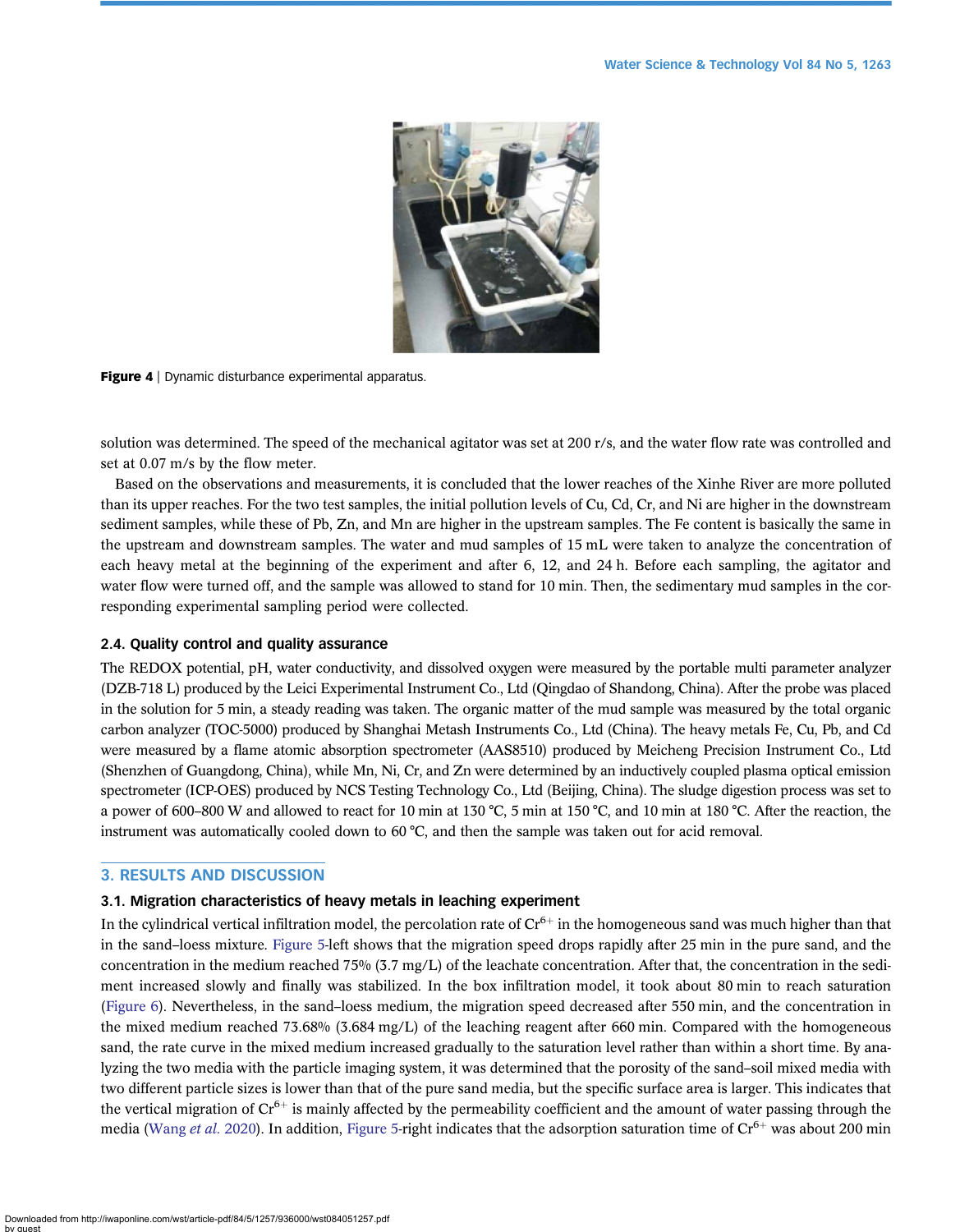**Figure 4** | Dynamic disturbance experimental apparatus.

solution was determined. The speed of the mechanical agitator was set at 200 r/s, and the water flow rate was controlled and set at 0.07 m/s by the flow meter.

Based on the observations and measurements, it is concluded that the lower reaches of the Xinhe River are more polluted than its upper reaches. For the two test samples, the initial pollution levels of Cu, Cd, Cr, and Ni are higher in the downstream sediment samples, while these of Pb, Zn, and Mn are higher in the upstream samples. The Fe content is basically the same in the upstream and downstream samples. The water and mud samples of 15 mL were taken to analyze the concentration of each heavy metal at the beginning of the experiment and after 6, 12, and 24 h. Before each sampling, the agitator and water flow were turned off, and the sample was allowed to stand for 10 min. Then, the sedimentary mud samples in the corresponding experimental sampling period were collected.

### 2.4. Quality control and quality assurance

The REDOX potential, pH, water conductivity, and dissolved oxygen were measured by the portable multi parameter analyzer (DZB-718 L) produced by the Leici Experimental Instrument Co., Ltd (Qingdao of Shandong, China). After the probe was placed in the solution for 5 min, a steady reading was taken. The organic matter of the mud sample was measured by the total organic carbon analyzer (TOC-5000) produced by Shanghai Metash Instruments Co., Ltd (China). The heavy metals Fe, Cu, Pb, and Cd were measured by a flame atomic absorption spectrometer (AAS8510) produced by Meicheng Precision Instrument Co., Ltd (Shenzhen of Guangdong, China), while Mn, Ni, Cr, and Zn were determined by an inductively coupled plasma optical emission spectrometer (ICP-OES) produced by NCS Testing Technology Co., Ltd (Beijing, China). The sludge digestion process was set to a power of 600–800 W and allowed to react for 10 min at 130 °C, 5 min at 150 °C, and 10 min at 180 °C. After the reaction, the instrument was automatically cooled down to 60 °C, and then the sample was taken out for acid removal.

## 3. RESULTS AND DISCUSSION

### 3.1. Migration characteristics of heavy metals in leaching experiment

In the cylindrical vertical infiltration model, the percolation rate of $Cr^{6+}$ in the homogeneous sand was much higher than that in the sand–loess mixture. Figure 5-left shows that the migration speed drops rapidly after 25 min in the pure sand, and the concentration in the medium reached 75% (3.7 mg/L) of the leachate concentration. After that, the concentration in the sediment increased slowly and finally was stabilized. In the box infiltration model, it took about 80 min to reach saturation (Figure 6). Nevertheless, in the sand–loess medium, the migration speed decreased after 550 min, and the concentration in the mixed medium reached 73.68% (3.684 mg/L) of the leaching reagent after 660 min. Compared with the homogeneous sand, the rate curve in the mixed medium increased gradually to the saturation level rather than within a short time. By analyzing the two media with the particle imaging system, it was determined that the porosity of the sand–soil mixed media with two different particle sizes is lower than that of the pure sand media, but the specific surface area is larger. This indicates that the vertical migration of $Cr^{6+}$ is mainly affected by the permeability coefficient and the amount of water passing through the media (Wang *et al.* 2020). In addition, Figure 5-right indicates that the adsorption saturation time of $Cr^{6+}$ was about 200 min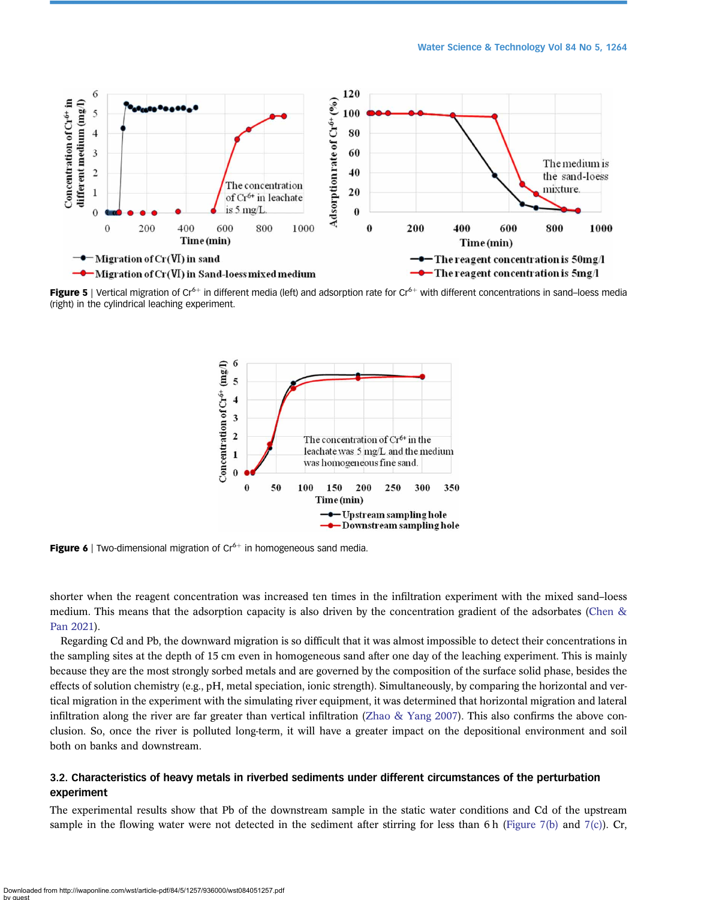**Figure 5** | Vertical migration of $Cr^{6+}$ in different media (left) and adsorption rate for $Cr^{6+}$ with different concentrations in sand–loess media (right) in the cylindrical leaching experiment.

**Figure 6** | Two-dimensional migration of $Cr^{6+}$ in homogeneous sand media.

shorter when the reagent concentration was increased ten times in the infiltration experiment with the mixed sand–loess medium. This means that the adsorption capacity is also driven by the concentration gradient of the adsorbates (Chen & Pan 2021).

Regarding Cd and Pb, the downward migration is so difficult that it was almost impossible to detect their concentrations in the sampling sites at the depth of 15 cm even in homogeneous sand after one day of the leaching experiment. This is mainly because they are the most strongly sorbed metals and are governed by the composition of the surface solid phase, besides the effects of solution chemistry (e.g., pH, metal speciation, ionic strength). Simultaneously, by comparing the horizontal and vertical migration in the experiment with the simulating river equipment, it was determined that horizontal migration and lateral infiltration along the river are far greater than vertical infiltration (Zhao & Yang 2007). This also confirms the above conclusion. So, once the river is polluted long-term, it will have a greater impact on the depositional environment and soil both on banks and downstream.

### 3.2. Characteristics of heavy metals in riverbed sediments under different circumstances of the perturbation experiment

The experimental results show that Pb of the downstream sample in the static water conditions and Cd of the upstream sample in the flowing water were not detected in the sediment after stirring for less than 6 h (Figure 7(b) and 7(c)). Cr,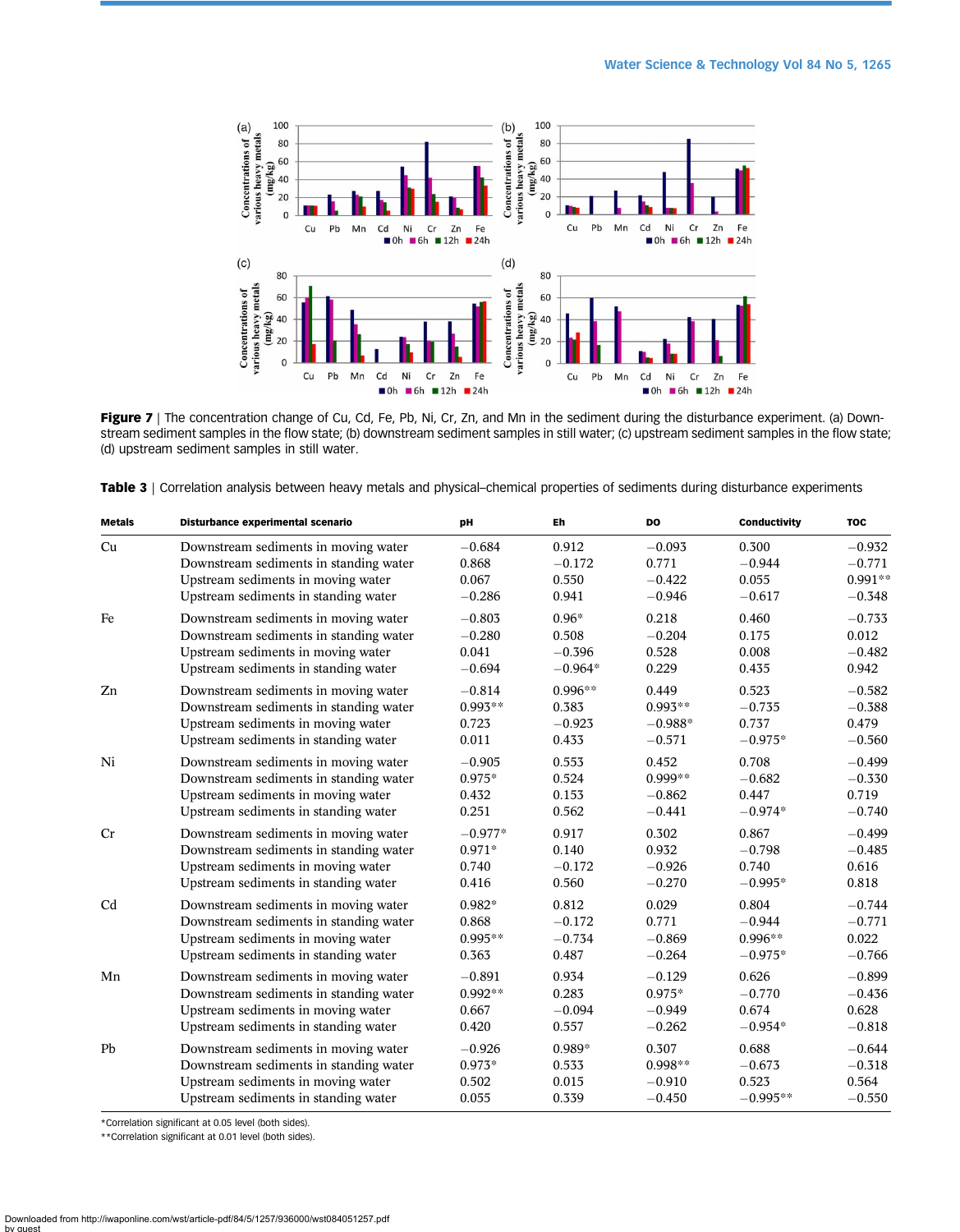**Figure 7** | The concentration change of Cu, Cd, Fe, Pb, Ni, Cr, Zn, and Mn in the sediment during the disturbance experiment. (a) Downstream sediment samples in the flow state; (b) downstream sediment samples in still water; (c) upstream sediment samples in the flow state; (d) upstream sediment samples in still water.

**Table 3** | Correlation analysis between heavy metals and physical–chemical properties of sediments during disturbance experiments

| Metals | Disturbance experimental scenario | pH | Eh | DO | Conductivity | TOC |
|---|---|---|---|---|---|---|
| Cu | Downstream sediments in moving water | −0.684 | 0.912 | −0.093 | 0.300 | −0.932 |
| | Downstream sediments in standing water | 0.868 | −0.172 | 0.771 | −0.944 | −0.771 |
| | Upstream sediments in moving water | 0.067 | 0.550 | −0.422 | 0.055 | 0.991** |
| | Upstream sediments in standing water | −0.286 | 0.941 | −0.946 | −0.617 | −0.348 |
| Fe | Downstream sediments in moving water | −0.803 | 0.96* | 0.218 | 0.460 | −0.733 |
| | Downstream sediments in standing water | −0.280 | 0.508 | −0.204 | 0.175 | 0.012 |
| | Upstream sediments in moving water | 0.041 | −0.396 | 0.528 | 0.008 | −0.482 |
| | Upstream sediments in standing water | −0.694 | −0.964* | 0.229 | 0.435 | 0.942 |
| Zn | Downstream sediments in moving water | −0.814 | 0.996** | 0.449 | 0.523 | −0.582 |
| | Downstream sediments in standing water | 0.993** | 0.383 | 0.993** | −0.735 | −0.388 |
| | Upstream sediments in moving water | 0.723 | −0.923 | −0.988* | 0.737 | 0.479 |
| | Upstream sediments in standing water | 0.011 | 0.433 | −0.571 | −0.975* | −0.560 |
| Ni | Downstream sediments in moving water | −0.905 | 0.553 | 0.452 | 0.708 | −0.499 |
| | Downstream sediments in standing water | 0.975* | 0.524 | 0.999** | −0.682 | −0.330 |
| | Upstream sediments in moving water | 0.432 | 0.153 | −0.862 | 0.447 | 0.719 |
| | Upstream sediments in standing water | 0.251 | 0.562 | −0.441 | −0.974* | −0.740 |
| Cr | Downstream sediments in moving water | −0.977* | 0.917 | 0.302 | 0.867 | −0.499 |
| | Downstream sediments in standing water | 0.971* | 0.140 | 0.932 | −0.798 | −0.485 |
| | Upstream sediments in moving water | 0.740 | −0.172 | −0.926 | 0.740 | 0.616 |
| | Upstream sediments in standing water | 0.416 | 0.560 | −0.270 | −0.995* | 0.818 |
| Cd | Downstream sediments in moving water | 0.982* | 0.812 | 0.029 | 0.804 | −0.744 |
| | Downstream sediments in standing water | 0.868 | −0.172 | 0.771 | −0.944 | −0.771 |
| | Upstream sediments in moving water | 0.995** | −0.734 | −0.869 | 0.996** | 0.022 |
| | Upstream sediments in standing water | 0.363 | 0.487 | −0.264 | −0.975* | −0.766 |
| Mn | Downstream sediments in moving water | −0.891 | 0.934 | −0.129 | 0.626 | −0.899 |
| | Downstream sediments in standing water | 0.992** | 0.283 | 0.975* | −0.770 | −0.436 |
| | Upstream sediments in moving water | 0.667 | −0.094 | −0.949 | 0.674 | 0.628 |
| | Upstream sediments in standing water | 0.420 | 0.557 | −0.262 | −0.954* | −0.818 |
| Pb | Downstream sediments in moving water | −0.926 | 0.989* | 0.307 | 0.688 | −0.644 |
| | Downstream sediments in standing water | 0.973* | 0.533 | 0.998** | −0.673 | −0.318 |
| | Upstream sediments in moving water | 0.502 | 0.015 | −0.910 | 0.523 | 0.564 |
| | Upstream sediments in standing water | 0.055 | 0.339 | −0.450 | −0.995** | −0.550 |

*Correlation significant at 0.05 level (both sides).

**Correlation significant at 0.01 level (both sides).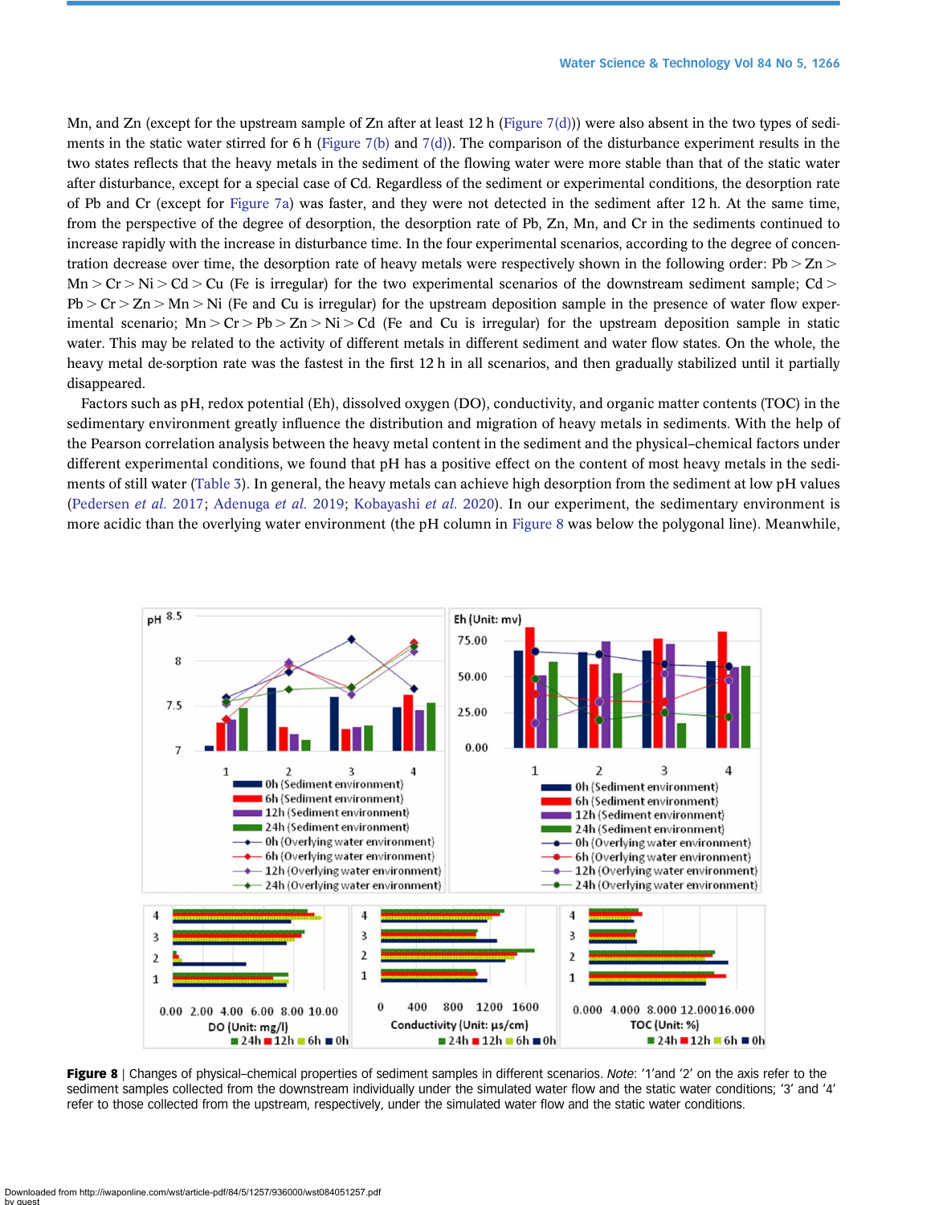Mn, and Zn (except for the upstream sample of Zn after at least 12 h (Figure 7(d))) were also absent in the two types of sediments in the static water stirred for 6 h (Figure 7(b) and 7(d)). The comparison of the disturbance experiment results in the two states reflects that the heavy metals in the sediment of the flowing water were more stable than that of the static water after disturbance, except for a special case of Cd. Regardless of the sediment or experimental conditions, the desorption rate of Pb and Cr (except for Figure 7a) was faster, and they were not detected in the sediment after 12 h. At the same time, from the perspective of the degree of desorption, the desorption rate of Pb, Zn, Mn, and Cr in the sediments continued to increase rapidly with the increase in disturbance time. In the four experimental scenarios, according to the degree of concentration decrease over time, the desorption rate of heavy metals were respectively shown in the following order: Pb > Zn > Mn > Cr > Ni > Cd > Cu (Fe is irregular) for the two experimental scenarios of the downstream sediment sample; Cd > Pb > Cr > Zn > Mn > Ni (Fe and Cu is irregular) for the upstream deposition sample in the presence of water flow experimental scenario; Mn > Cr > Pb > Zn > Ni > Cd (Fe and Cu is irregular) for the upstream deposition sample in static water. This may be related to the activity of different metals in different sediment and water flow states. On the whole, the heavy metal de-sorption rate was the fastest in the first 12 h in all scenarios, and then gradually stabilized until it partially disappeared.

Factors such as pH, redox potential (Eh), dissolved oxygen (DO), conductivity, and organic matter contents (TOC) in the sedimentary environment greatly influence the distribution and migration of heavy metals in sediments. With the help of the Pearson correlation analysis between the heavy metal content in the sediment and the physical–chemical factors under different experimental conditions, we found that pH has a positive effect on the content of most heavy metals in the sediments of still water (Table 3). In general, the heavy metals can achieve high desorption from the sediment at low pH values (Pedersen *et al.* 2017; Adenuga *et al.* 2019; Kobayashi *et al.* 2020). In our experiment, the sedimentary environment is more acidic than the overlying water environment (the pH column in Figure 8 was below the polygonal line). Meanwhile,

**Figure 8** | Changes of physical–chemical properties of sediment samples in different scenarios. *Note*: '1'and '2' on the axis refer to the sediment samples collected from the downstream individually under the simulated water flow and the static water conditions; '3' and '4' refer to those collected from the upstream, respectively, under the simulated water flow and the static water conditions.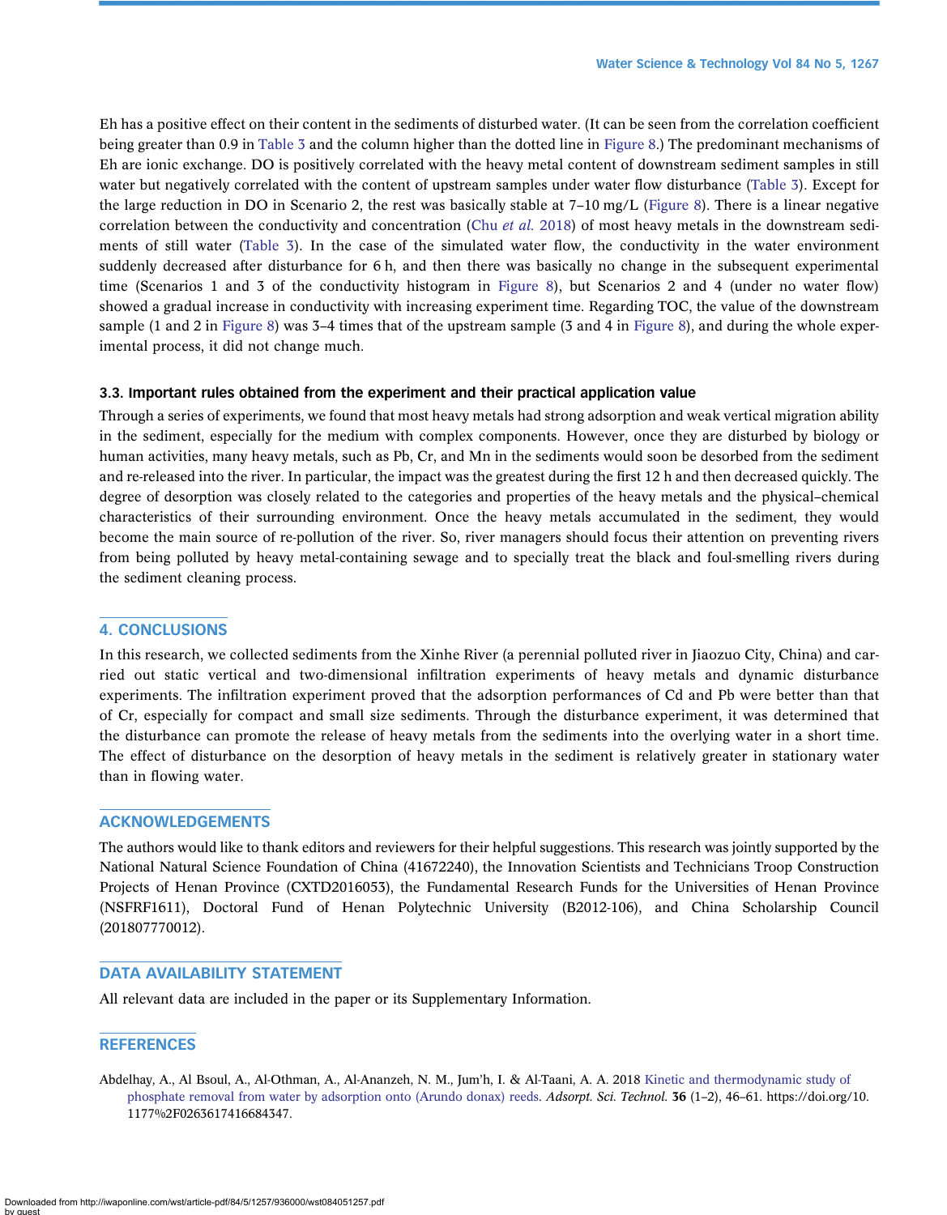Eh has a positive effect on their content in the sediments of disturbed water. (It can be seen from the correlation coefficient being greater than 0.9 in Table 3 and the column higher than the dotted line in Figure 8.) The predominant mechanisms of Eh are ionic exchange. DO is positively correlated with the heavy metal content of downstream sediment samples in still water but negatively correlated with the content of upstream samples under water flow disturbance (Table 3). Except for the large reduction in DO in Scenario 2, the rest was basically stable at 7–10 mg/L (Figure 8). There is a linear negative correlation between the conductivity and concentration (Chu *et al.* 2018) of most heavy metals in the downstream sediments of still water (Table 3). In the case of the simulated water flow, the conductivity in the water environment suddenly decreased after disturbance for 6 h, and then there was basically no change in the subsequent experimental time (Scenarios 1 and 3 of the conductivity histogram in Figure 8), but Scenarios 2 and 4 (under no water flow) showed a gradual increase in conductivity with increasing experiment time. Regarding TOC, the value of the downstream sample (1 and 2 in Figure 8) was 3–4 times that of the upstream sample (3 and 4 in Figure 8), and during the whole experimental process, it did not change much.

### 3.3. Important rules obtained from the experiment and their practical application value

Through a series of experiments, we found that most heavy metals had strong adsorption and weak vertical migration ability in the sediment, especially for the medium with complex components. However, once they are disturbed by biology or human activities, many heavy metals, such as Pb, Cr, and Mn in the sediments would soon be desorbed from the sediment and re-released into the river. In particular, the impact was the greatest during the first 12 h and then decreased quickly. The degree of desorption was closely related to the categories and properties of the heavy metals and the physical–chemical characteristics of their surrounding environment. Once the heavy metals accumulated in the sediment, they would become the main source of re-pollution of the river. So, river managers should focus their attention on preventing rivers from being polluted by heavy metal-containing sewage and to specially treat the black and foul-smelling rivers during the sediment cleaning process.

## 4. CONCLUSIONS

In this research, we collected sediments from the Xinhe River (a perennial polluted river in Jiaozuo City, China) and carried out static vertical and two-dimensional infiltration experiments of heavy metals and dynamic disturbance experiments. The infiltration experiment proved that the adsorption performances of Cd and Pb were better than that of Cr, especially for compact and small size sediments. Through the disturbance experiment, it was determined that the disturbance can promote the release of heavy metals from the sediments into the overlying water in a short time. The effect of disturbance on the desorption of heavy metals in the sediment is relatively greater in stationary water than in flowing water.

## ACKNOWLEDGEMENTS

The authors would like to thank editors and reviewers for their helpful suggestions. This research was jointly supported by the National Natural Science Foundation of China (41672240), the Innovation Scientists and Technicians Troop Construction Projects of Henan Province (CXTD2016053), the Fundamental Research Funds for the Universities of Henan Province (NSFRF1611), Doctoral Fund of Henan Polytechnic University (B2012-106), and China Scholarship Council (201807770012).

## DATA AVAILABILITY STATEMENT

All relevant data are included in the paper or its Supplementary Information.

## REFERENCES

Abdelhay, A., Al Bsoul, A., Al-Othman, A., Al-Ananzeh, N. M., Jum'h, I. & Al-Taani, A. A. 2018 Kinetic and thermodynamic study of phosphate removal from water by adsorption onto (Arundo donax) reeds. *Adsorpt. Sci. Technol.* **36** (1–2), 46–61. https://doi.org/10.1177%2F0263617416684347.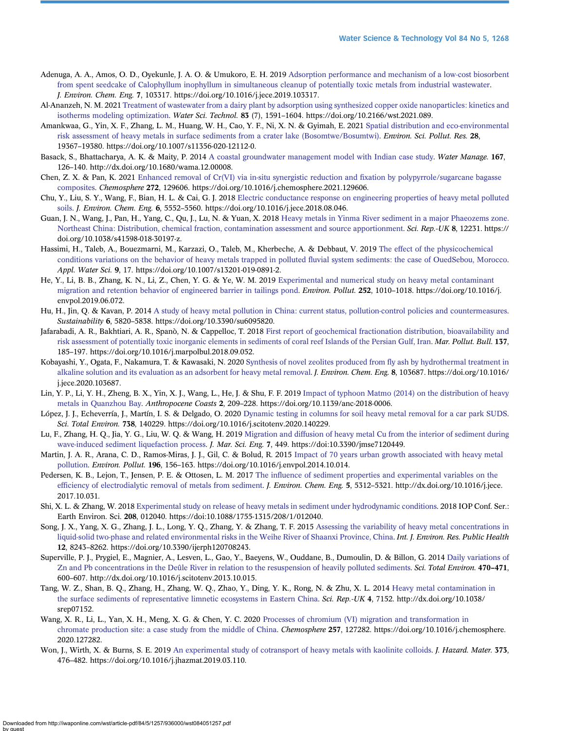Adenuga, A. A., Amos, O. D., Oyekunle, J. A. O. & Umukoro, E. H. 2019 Adsorption performance and mechanism of a low-cost biosorbent from spent seedcake of Calophyllum inophyllum in simultaneous cleanup of potentially toxic metals from industrial wastewater. *J. Environ. Chem. Eng.* **7**, 103317. https://doi.org/10.1016/j.jece.2019.103317.

Al-Ananzeh, N. M. 2021 Treatment of wastewater from a dairy plant by adsorption using synthesized copper oxide nanoparticles: kinetics and isotherms modeling optimization. *Water Sci. Technol.* **83** (7), 1591–1604. https://doi.org/10.2166/wst.2021.089.

Amankwaa, G., Yin, X. F., Zhang, L. M., Huang, W. H., Cao, Y. F., Ni, X. N. & Gyimah, E. 2021 Spatial distribution and eco-environmental risk assessment of heavy metals in surface sediments from a crater lake (Bosomtwe/Bosumtwi). *Environ. Sci. Pollut. Res.* **28**, 19367–19380. https://doi.org/10.1007/s11356-020-12112-0.

Basack, S., Bhattacharya, A. K. & Maity, P. 2014 A coastal groundwater management model with Indian case study. *Water Manage.* **167**, 126–140. http://dx.doi.org/10.1680/wama.12.00008.

Chen, Z. X. & Pan, K. 2021 Enhanced removal of Cr(VI) via in-situ synergistic reduction and fixation by polypyrrole/sugarcane bagasse composites. *Chemosphere* **272**, 129606. https://doi.org/10.1016/j.chemosphere.2021.129606.

Chu, Y., Liu, S. Y., Wang, F., Bian, H. L. & Cai, G. J. 2018 Electric conductance response on engineering properties of heavy metal polluted soils. *J. Environ. Chem. Eng.* **6**, 5552–5560. https://doi.org/10.1016/j.jece.2018.08.046.

Guan, J. N., Wang, J., Pan, H., Yang, C., Qu, J., Lu, N. & Yuan, X. 2018 Heavy metals in Yinma River sediment in a major Phaeozems zone. Northeast China: Distribution, chemical fraction, contamination assessment and source apportionment. *Sci. Rep.-UK* **8**, 12231. https://doi.org/10.1038/s41598-018-30197-z.

Hassimi, H., Taleb, A., Bouezmarni, M., Karzazi, O., Taleb, M., Kherbeche, A. & Debbaut, V. 2019 The effect of the physicochemical conditions variations on the behavior of heavy metals trapped in polluted fluvial system sediments: the case of OuedSebou, Morocco. *Appl. Water Sci.* **9**, 17. https://doi.org/10.1007/s13201-019-0891-2.

He, Y., Li, B. B., Zhang, K. N., Li, Z., Chen, Y. G. & Ye, W. M. 2019 Experimental and numerical study on heavy metal contaminant migration and retention behavior of engineered barrier in tailings pond. *Environ. Pollut.* **252**, 1010–1018. https://doi.org/10.1016/j.envpol.2019.06.072.

Hu, H., Jin, Q. & Kavan, P. 2014 A study of heavy metal pollution in China: current status, pollution-control policies and countermeasures. *Sustainability* **6**, 5820–5838. https://doi.org/10.3390/su6095820.

Jafarabadi, A. R., Bakhtiari, A. R., Spanò, N. & Cappelloc, T. 2018 First report of geochemical fractionation distribution, bioavailability and risk assessment of potentially toxic inorganic elements in sediments of coral reef Islands of the Persian Gulf, Iran. *Mar. Pollut. Bull.* **137**, 185–197. https://doi.org/10.1016/j.marpolbul.2018.09.052.

Kobayashi, Y., Ogata, F., Nakamura, T. & Kawasaki, N. 2020 Synthesis of novel zeolites produced from fly ash by hydrothermal treatment in alkaline solution and its evaluation as an adsorbent for heavy metal removal. *J. Environ. Chem. Eng.* **8**, 103687. https://doi.org/10.1016/j.jece.2020.103687.

Lin, Y. P., Li, Y. H., Zheng, B. X., Yin, X. J., Wang, L., He, J. & Shu, F. F. 2019 Impact of typhoon Matmo (2014) on the distribution of heavy metals in Quanzhou Bay. *Anthropocene Coasts* **2**, 209–228. https://doi.org/10.1139/anc-2018-0006.

López, J. J., Echeverría, J., Martín, I. S. & Delgado, O. 2020 Dynamic testing in columns for soil heavy metal removal for a car park SUDS. *Sci. Total Environ.* **738**, 140229. https://doi.org/10.1016/j.scitotenv.2020.140229.

Lu, F., Zhang, H. Q., Jia, Y. G., Liu, W. Q. & Wang, H. 2019 Migration and diffusion of heavy metal Cu from the interior of sediment during wave-induced sediment liquefaction process. *J. Mar. Sci. Eng.* **7**, 449. https://doi:10.3390/jmse7120449.

Martin, J. A. R., Arana, C. D., Ramos-Miras, J. J., Gil, C. & Bolud, R. 2015 Impact of 70 years urban growth associated with heavy metal pollution. *Environ. Pollut.* **196**, 156–163. https://doi.org/10.1016/j.envpol.2014.10.014.

Pedersen, K. B., Lejon, T., Jensen, P. E. & Ottosen, L. M. 2017 The influence of sediment properties and experimental variables on the efficiency of electrodialytic removal of metals from sediment. *J. Environ. Chem. Eng.* **5**, 5312–5321. http://dx.doi.org/10.1016/j.jece.2017.10.031.

Shi, X. L. & Zhang, W. 2018 Experimental study on release of heavy metals in sediment under hydrodynamic conditions. 2018 IOP Conf. Ser.: Earth Environ. Sci. **208**, 012040. https://doi:10.1088/1755-1315/208/1/012040.

Song, J. X., Yang, X. G., Zhang, J. L., Long, Y. Q., Zhang, Y. & Zhang, T. F. 2015 Assessing the variability of heavy metal concentrations in liquid-solid two-phase and related environmental risks in the Weihe River of Shaanxi Province, China. *Int. J. Environ. Res. Public Health* **12**, 8243–8262. https://doi.org/10.3390/ijerph120708243.

Superville, P. J., Prygiel, E., Magnier, A., Lesven, L., Gao, Y., Baeyens, W., Ouddane, B., Dumoulin, D. & Billon, G. 2014 Daily variations of Zn and Pb concentrations in the Deûle River in relation to the resuspension of heavily polluted sediments. *Sci. Total Environ.* **470–471**, 600–607. http://dx.doi.org/10.1016/j.scitotenv.2013.10.015.

Tang, W. Z., Shan, B. Q., Zhang, H., Zhang, W. Q., Zhao, Y., Ding, Y. K., Rong, N. & Zhu, X. L. 2014 Heavy metal contamination in the surface sediments of representative limnetic ecosystems in Eastern China. *Sci. Rep.-UK* **4**, 7152. http://dx.doi.org/10.1038/srep07152.

Wang, X. R., Li, L., Yan, X. H., Meng, X. G. & Chen, Y. C. 2020 Processes of chromium (VI) migration and transformation in chromate production site: a case study from the middle of China. *Chemosphere* **257**, 127282. https://doi.org/10.1016/j.chemosphere.2020.127282.

Won, J., Wirth, X. & Burns, S. E. 2019 An experimental study of cotransport of heavy metals with kaolinite colloids. *J. Hazard. Mater.* **373**, 476–482. https://doi.org/10.1016/j.jhazmat.2019.03.110.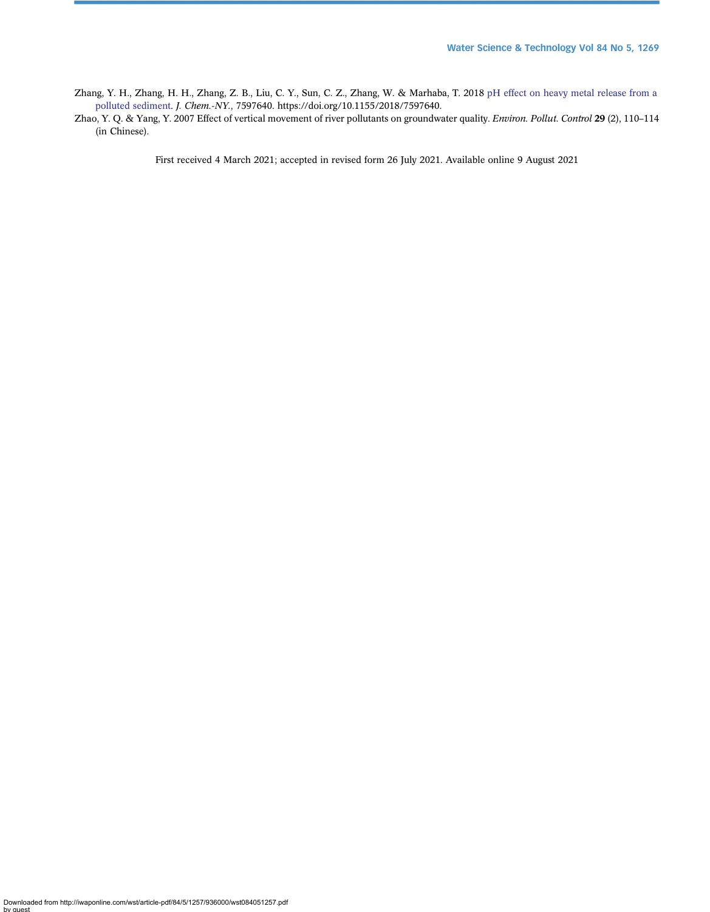Zhang, Y. H., Zhang, H. H., Zhang, Z. B., Liu, C. Y., Sun, C. Z., Zhang, W. & Marhaba, T. 2018 pH effect on heavy metal release from a polluted sediment. *J. Chem.-NY.*, 7597640. https://doi.org/10.1155/2018/7597640.

Zhao, Y. Q. & Yang, Y. 2007 Effect of vertical movement of river pollutants on groundwater quality. *Environ. Pollut. Control* **29** (2), 110–114 (in Chinese).

First received 4 March 2021; accepted in revised form 26 July 2021. Available online 9 August 2021